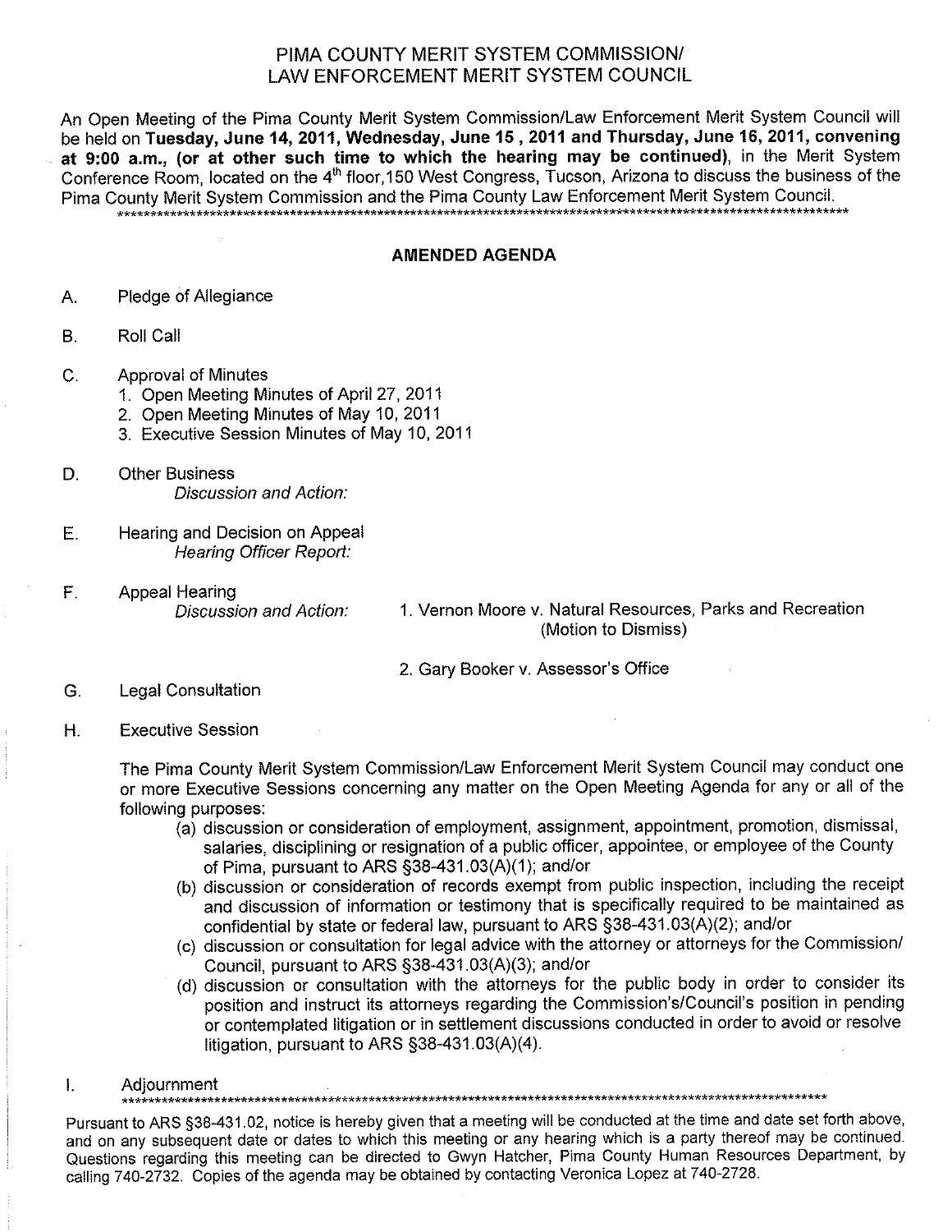# PIMA COUNTY MERIT SYSTEM COMMISSION/ LAW ENFORCEMENT MERIT SYSTEM COUNCIL

An Open Meeting of the Pima County Merit System Commission/Law Enforcement Merit System Council will be held on **Tuesday, June 14, 2011, Wednesday, June 15 , 2011 and Thursday, June 16, 2011, convening at 9:00 a.m., (or at other such time to which the hearing may be continued)**, in the Merit System Conference Room, located on the 4th floor,150 West Congress, Tucson, Arizona to discuss the business of the Pima County Merit System Commission and the Pima County Law Enforcement Merit System Council.

***

## AMENDED AGENDA

A. Pledge of Allegiance

B. Roll Call

C. Approval of Minutes
   1. Open Meeting Minutes of April 27, 2011
   2. Open Meeting Minutes of May 10, 2011
   3. Executive Session Minutes of May 10, 2011

D. Other Business
   *Discussion and Action:*

E. Hearing and Decision on Appeal
   *Hearing Officer Report:*

F. Appeal Hearing
   *Discussion and Action:*
   1. Vernon Moore v. Natural Resources, Parks and Recreation (Motion to Dismiss)
   2. Gary Booker v. Assessor's Office

G. Legal Consultation

H. Executive Session

   The Pima County Merit System Commission/Law Enforcement Merit System Council may conduct one or more Executive Sessions concerning any matter on the Open Meeting Agenda for any or all of the following purposes:

   (a) discussion or consideration of employment, assignment, appointment, promotion, dismissal, salaries, disciplining or resignation of a public officer, appointee, or employee of the County of Pima, pursuant to ARS §38-431.03(A)(1); and/or

   (b) discussion or consideration of records exempt from public inspection, including the receipt and discussion of information or testimony that is specifically required to be maintained as confidential by state or federal law, pursuant to ARS §38-431.03(A)(2); and/or

   (c) discussion or consultation for legal advice with the attorney or attorneys for the Commission/ Council, pursuant to ARS §38-431.03(A)(3); and/or

   (d) discussion or consultation with the attorneys for the public body in order to consider its position and instruct its attorneys regarding the Commission's/Council's position in pending or contemplated litigation or in settlement discussions conducted in order to avoid or resolve litigation, pursuant to ARS §38-431.03(A)(4).

I. Adjournment

***

Pursuant to ARS §38-431.02, notice is hereby given that a meeting will be conducted at the time and date set forth above, and on any subsequent date or dates to which this meeting or any hearing which is a party thereof may be continued. Questions regarding this meeting can be directed to Gwyn Hatcher, Pima County Human Resources Department, by calling 740-2732. Copies of the agenda may be obtained by contacting Veronica Lopez at 740-2728.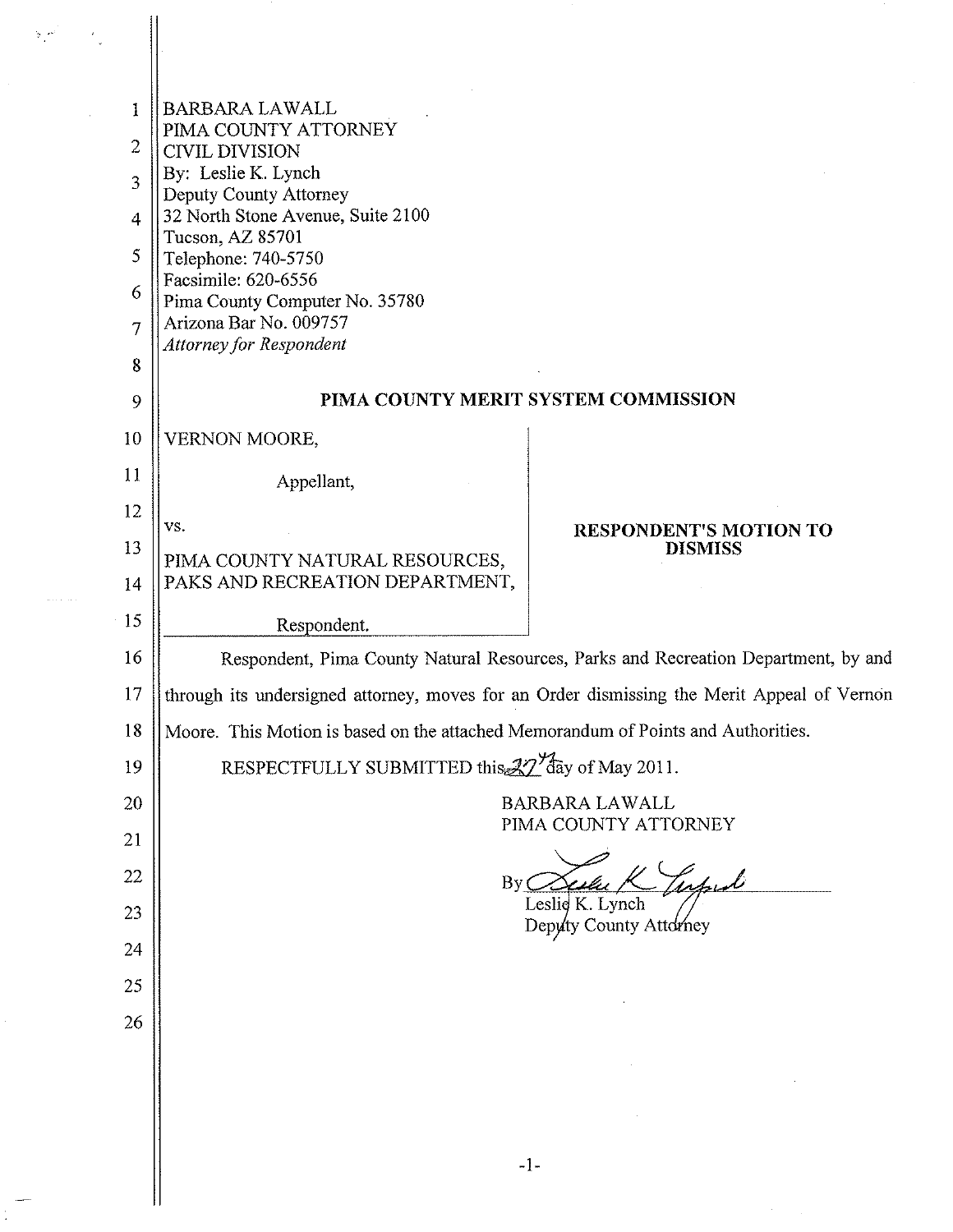BARBARA LAWALL
PIMA COUNTY ATTORNEY
CIVIL DIVISION
By: Leslie K. Lynch
Deputy County Attorney
32 North Stone Avenue, Suite 2100
Tucson, AZ 85701
Telephone: 740-5750
Facsimile: 620-6556
Pima County Computer No. 35780
Arizona Bar No. 009757
*Attorney for Respondent*

## PIMA COUNTY MERIT SYSTEM COMMISSION

VERNON MOORE,

Appellant,

vs.

PIMA COUNTY NATURAL RESOURCES, PAKS AND RECREATION DEPARTMENT,

Respondent.

**RESPONDENT'S MOTION TO DISMISS**

Respondent, Pima County Natural Resources, Parks and Recreation Department, by and through its undersigned attorney, moves for an Order dismissing the Merit Appeal of Vernon Moore. This Motion is based on the attached Memorandum of Points and Authorities.

RESPECTFULLY SUBMITTED this 27th day of May 2011.

BARBARA LAWALL
PIMA COUNTY ATTORNEY

By [signature]
Leslie K. Lynch
Deputy County Attorney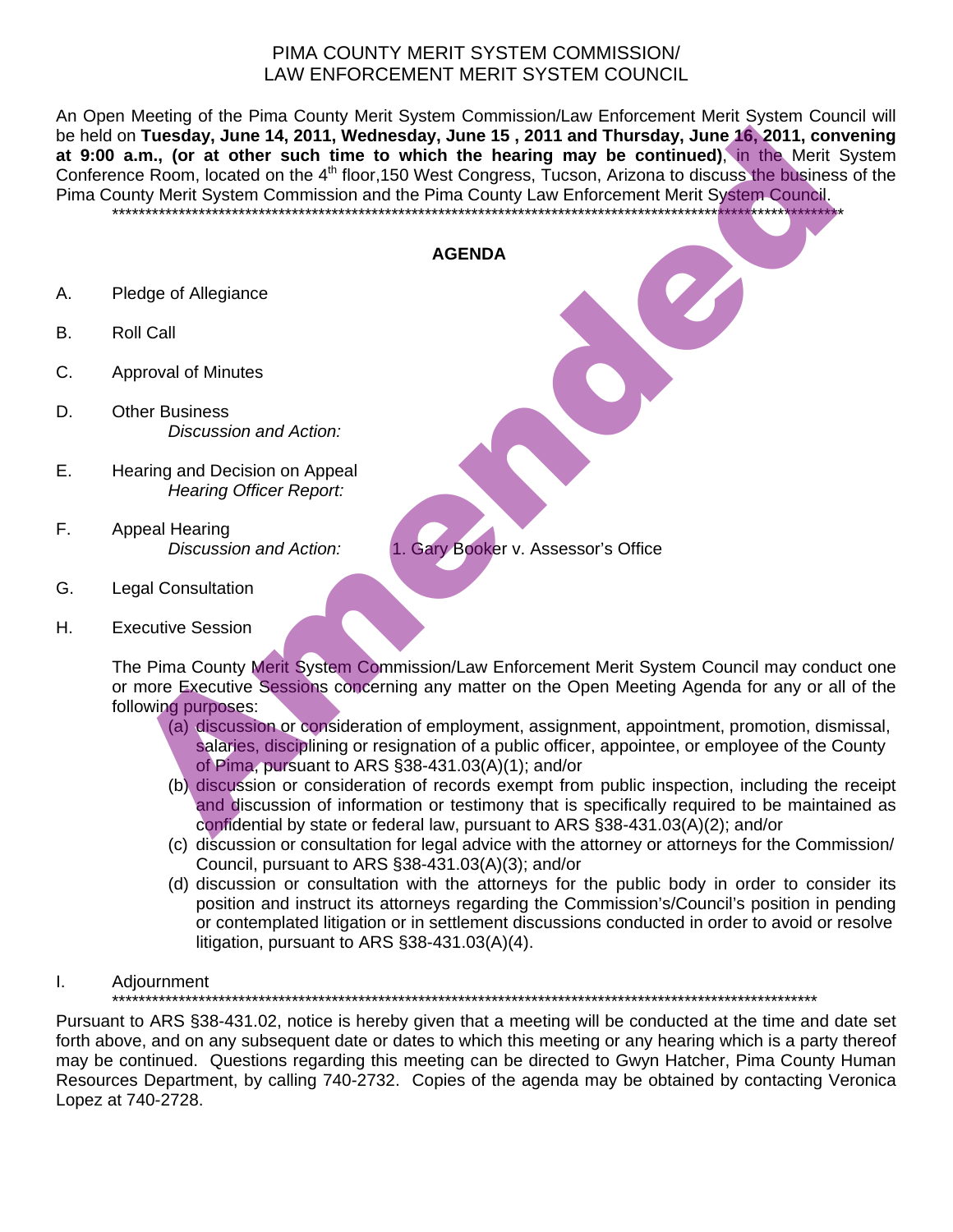PIMA COUNTY MERIT SYSTEM COMMISSION/
LAW ENFORCEMENT MERIT SYSTEM COUNCIL

An Open Meeting of the Pima County Merit System Commission/Law Enforcement Merit System Council will be held on **Tuesday, June 14, 2011, Wednesday, June 15 , 2011 and Thursday, June 16, 2011, convening at 9:00 a.m., (or at other such time to which the hearing may be continued)**, in the Merit System Conference Room, located on the 4th floor,150 West Congress, Tucson, Arizona to discuss the business of the Pima County Merit System Commission and the Pima County Law Enforcement Merit System Council.

************************************************************************************************************

Amended

## AGENDA

A. Pledge of Allegiance

B. Roll Call

C. Approval of Minutes

D. Other Business
*Discussion and Action:*

E. Hearing and Decision on Appeal
*Hearing Officer Report:*

F. Appeal Hearing
*Discussion and Action:* 1. Gary Booker v. Assessor's Office

G. Legal Consultation

H. Executive Session

The Pima County Merit System Commission/Law Enforcement Merit System Council may conduct one or more Executive Sessions concerning any matter on the Open Meeting Agenda for any or all of the following purposes:

(a) discussion or consideration of employment, assignment, appointment, promotion, dismissal, salaries, disciplining or resignation of a public officer, appointee, or employee of the County of Pima, pursuant to ARS §38-431.03(A)(1); and/or
(b) discussion or consideration of records exempt from public inspection, including the receipt and discussion of information or testimony that is specifically required to be maintained as confidential by state or federal law, pursuant to ARS §38-431.03(A)(2); and/or
(c) discussion or consultation for legal advice with the attorney or attorneys for the Commission/ Council, pursuant to ARS §38-431.03(A)(3); and/or
(d) discussion or consultation with the attorneys for the public body in order to consider its position and instruct its attorneys regarding the Commission's/Council's position in pending or contemplated litigation or in settlement discussions conducted in order to avoid or resolve litigation, pursuant to ARS §38-431.03(A)(4).

I. Adjournment

************************************************************************************************************

Pursuant to ARS §38-431.02, notice is hereby given that a meeting will be conducted at the time and date set forth above, and on any subsequent date or dates to which this meeting or any hearing which is a party thereof may be continued. Questions regarding this meeting can be directed to Gwyn Hatcher, Pima County Human Resources Department, by calling 740-2732. Copies of the agenda may be obtained by contacting Veronica Lopez at 740-2728.